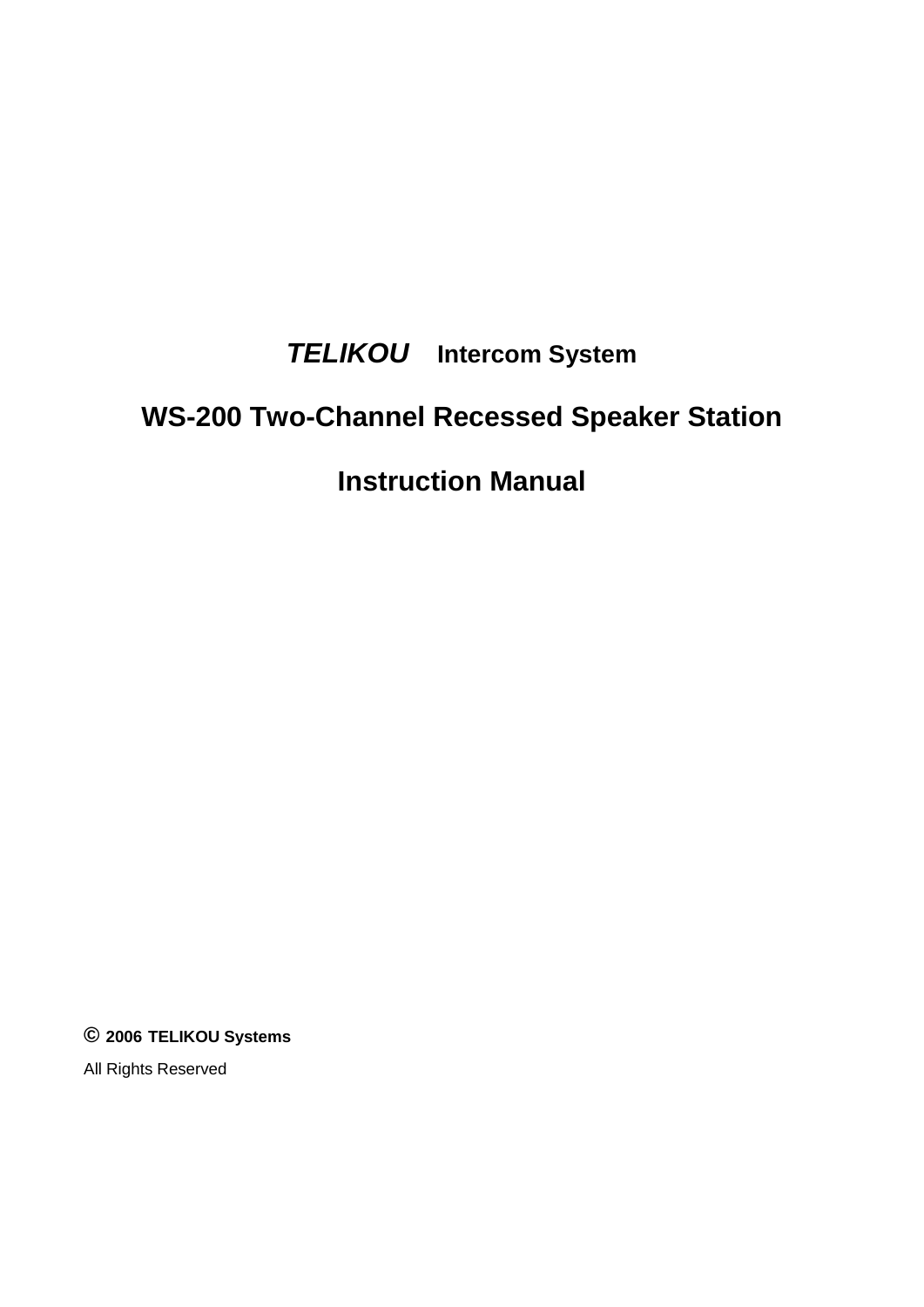***TELIKOU*** **Intercom System**

# WS-200 Two-Channel Recessed Speaker Station

# Instruction Manual

© **2006 TELIKOU Systems**

All Rights Reserved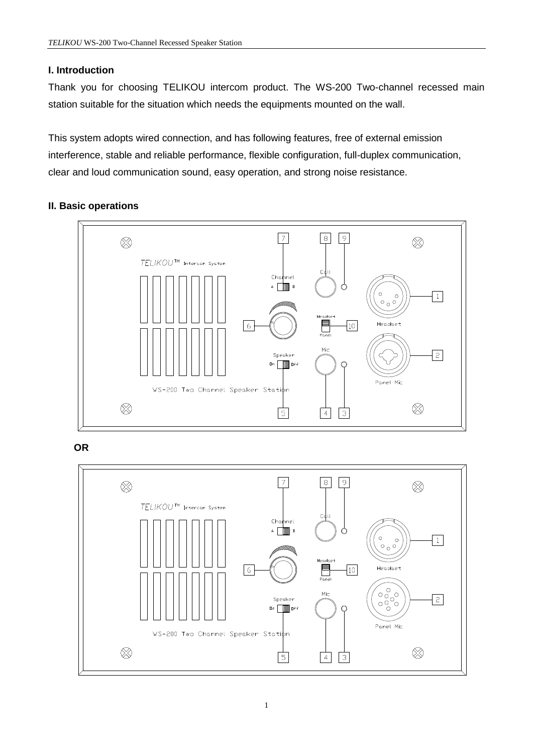## I. Introduction

Thank you for choosing TELIKOU intercom product. The WS-200 Two-channel recessed main station suitable for the situation which needs the equipments mounted on the wall.

This system adopts wired connection, and has following features, free of external emission interference, stable and reliable performance, flexible configuration, full-duplex communication, clear and loud communication sound, easy operation, and strong noise resistance.

## II. Basic operations

**OR**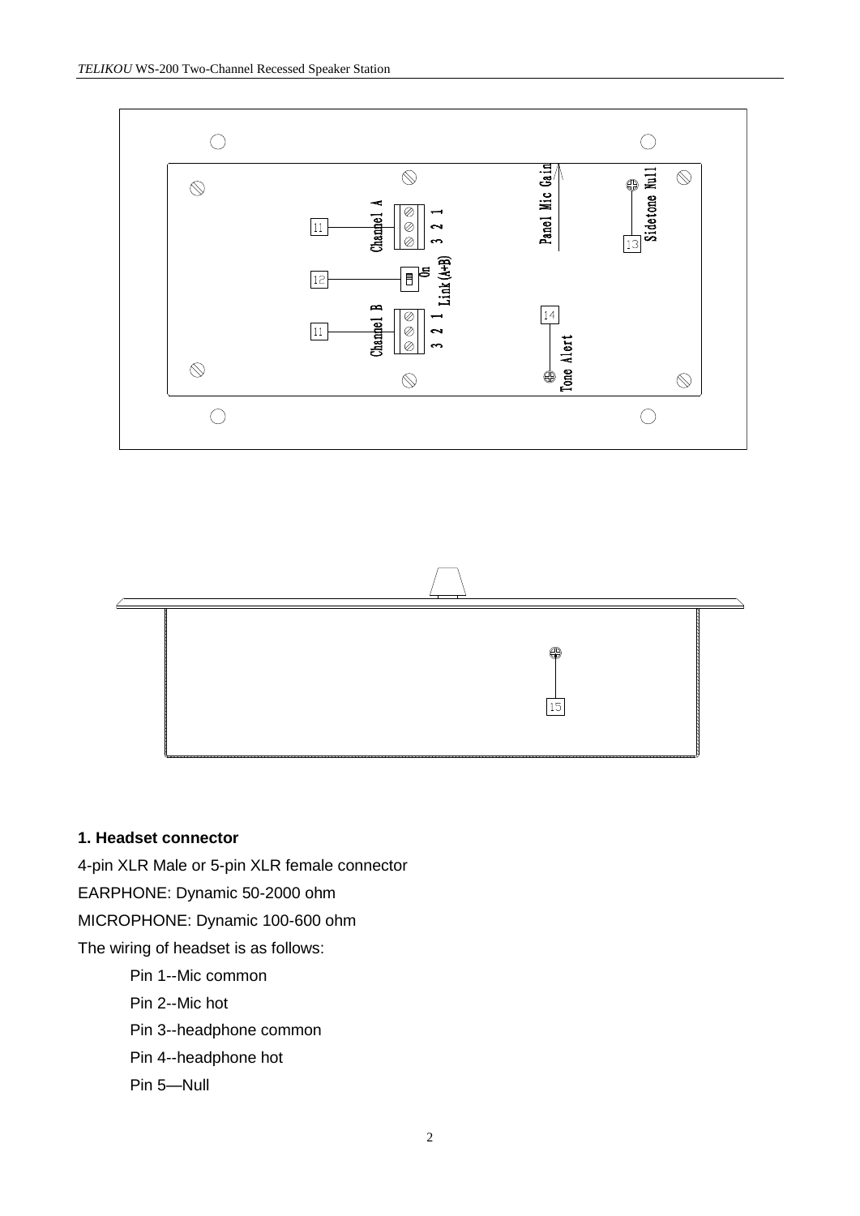Channel A

3 2 1

11

12

On

Link(A+B)

Channel B

3 2 1

11

Panel Mic Gain

Sidetone Null

13

14

Tone Alert

15

**1. Headset connector**

4-pin XLR Male or 5-pin XLR female connector

EARPHONE: Dynamic 50-2000 ohm

MICROPHONE: Dynamic 100-600 ohm

The wiring of headset is as follows:

Pin 1--Mic common

Pin 2--Mic hot

Pin 3--headphone common

Pin 4--headphone hot

Pin 5—Null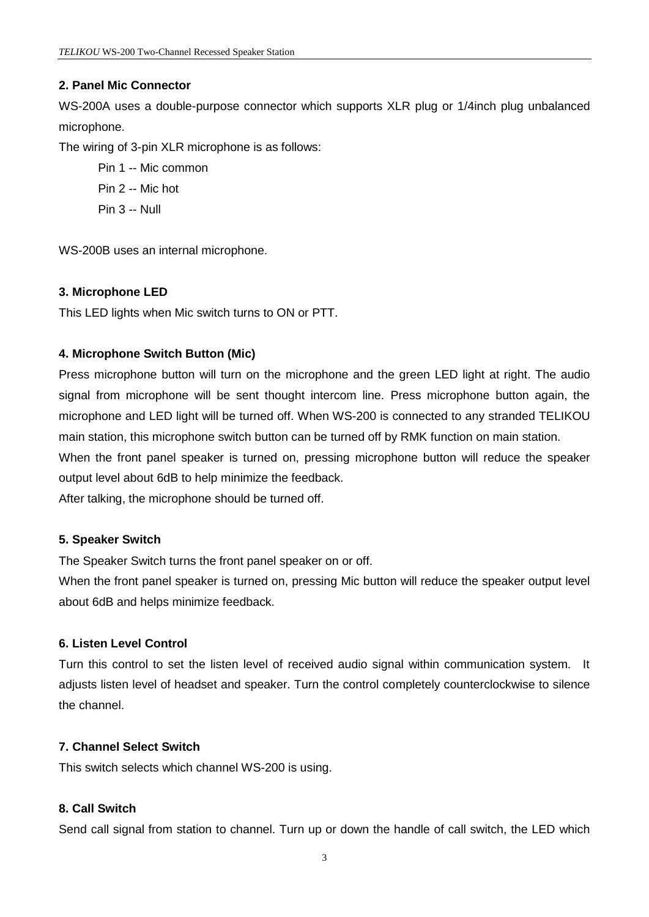### 2. Panel Mic Connector

WS-200A uses a double-purpose connector which supports XLR plug or 1/4inch plug unbalanced microphone.

The wiring of 3-pin XLR microphone is as follows:

Pin 1 -- Mic common

Pin 2 -- Mic hot

Pin 3 -- Null

WS-200B uses an internal microphone.

### 3. Microphone LED

This LED lights when Mic switch turns to ON or PTT.

### 4. Microphone Switch Button (Mic)

Press microphone button will turn on the microphone and the green LED light at right. The audio signal from microphone will be sent thought intercom line. Press microphone button again, the microphone and LED light will be turned off. When WS-200 is connected to any stranded TELIKOU main station, this microphone switch button can be turned off by RMK function on main station.

When the front panel speaker is turned on, pressing microphone button will reduce the speaker output level about 6dB to help minimize the feedback.

After talking, the microphone should be turned off.

### 5. Speaker Switch

The Speaker Switch turns the front panel speaker on or off.

When the front panel speaker is turned on, pressing Mic button will reduce the speaker output level about 6dB and helps minimize feedback.

### 6. Listen Level Control

Turn this control to set the listen level of received audio signal within communication system. It adjusts listen level of headset and speaker. Turn the control completely counterclockwise to silence the channel.

### 7. Channel Select Switch

This switch selects which channel WS-200 is using.

### 8. Call Switch

Send call signal from station to channel. Turn up or down the handle of call switch, the LED which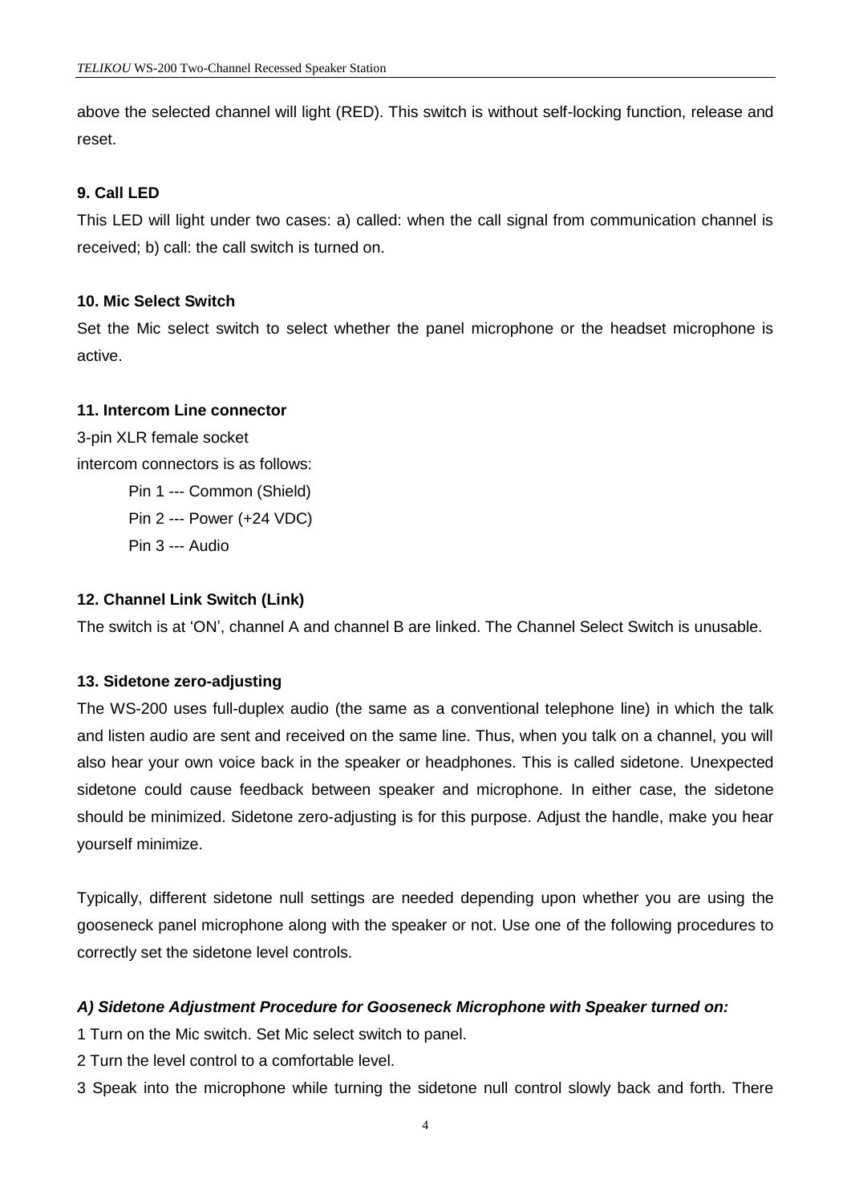above the selected channel will light (RED). This switch is without self-locking function, release and reset.

### 9. Call LED

This LED will light under two cases: a) called: when the call signal from communication channel is received; b) call: the call switch is turned on.

### 10. Mic Select Switch

Set the Mic select switch to select whether the panel microphone or the headset microphone is active.

### 11. Intercom Line connector

3-pin XLR female socket

intercom connectors is as follows:

Pin 1 --- Common (Shield)

Pin 2 --- Power (+24 VDC)

Pin 3 --- Audio

### 12. Channel Link Switch (Link)

The switch is at ‘ON’, channel A and channel B are linked. The Channel Select Switch is unusable.

### 13. Sidetone zero-adjusting

The WS-200 uses full-duplex audio (the same as a conventional telephone line) in which the talk and listen audio are sent and received on the same line. Thus, when you talk on a channel, you will also hear your own voice back in the speaker or headphones. This is called sidetone. Unexpected sidetone could cause feedback between speaker and microphone. In either case, the sidetone should be minimized. Sidetone zero-adjusting is for this purpose. Adjust the handle, make you hear yourself minimize.

Typically, different sidetone null settings are needed depending upon whether you are using the gooseneck panel microphone along with the speaker or not. Use one of the following procedures to correctly set the sidetone level controls.

***A) Sidetone Adjustment Procedure for Gooseneck Microphone with Speaker turned on:***

1 Turn on the Mic switch. Set Mic select switch to panel.

2 Turn the level control to a comfortable level.

3 Speak into the microphone while turning the sidetone null control slowly back and forth. There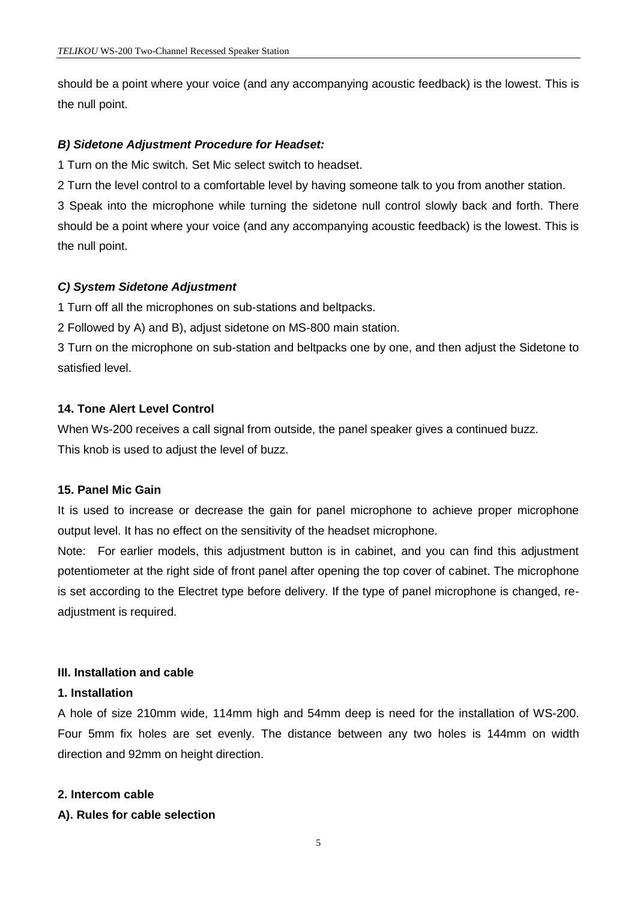should be a point where your voice (and any accompanying acoustic feedback) is the lowest. This is the null point.

***B) Sidetone Adjustment Procedure for Headset:***

1 Turn on the Mic switch. Set Mic select switch to headset.

2 Turn the level control to a comfortable level by having someone talk to you from another station.

3 Speak into the microphone while turning the sidetone null control slowly back and forth. There should be a point where your voice (and any accompanying acoustic feedback) is the lowest. This is the null point.

***C) System Sidetone Adjustment***

1 Turn off all the microphones on sub-stations and beltpacks.

2 Followed by A) and B), adjust sidetone on MS-800 main station.

3 Turn on the microphone on sub-station and beltpacks one by one, and then adjust the Sidetone to satisfied level.

**14. Tone Alert Level Control**

When Ws-200 receives a call signal from outside, the panel speaker gives a continued buzz.
This knob is used to adjust the level of buzz.

**15. Panel Mic Gain**

It is used to increase or decrease the gain for panel microphone to achieve proper microphone output level. It has no effect on the sensitivity of the headset microphone.

Note: For earlier models, this adjustment button is in cabinet, and you can find this adjustment potentiometer at the right side of front panel after opening the top cover of cabinet. The microphone is set according to the Electret type before delivery. If the type of panel microphone is changed, re-adjustment is required.

## III. Installation and cable

### 1. Installation

A hole of size 210mm wide, 114mm high and 54mm deep is need for the installation of WS-200. Four 5mm fix holes are set evenly. The distance between any two holes is 144mm on width direction and 92mm on height direction.

### 2. Intercom cable

**A). Rules for cable selection**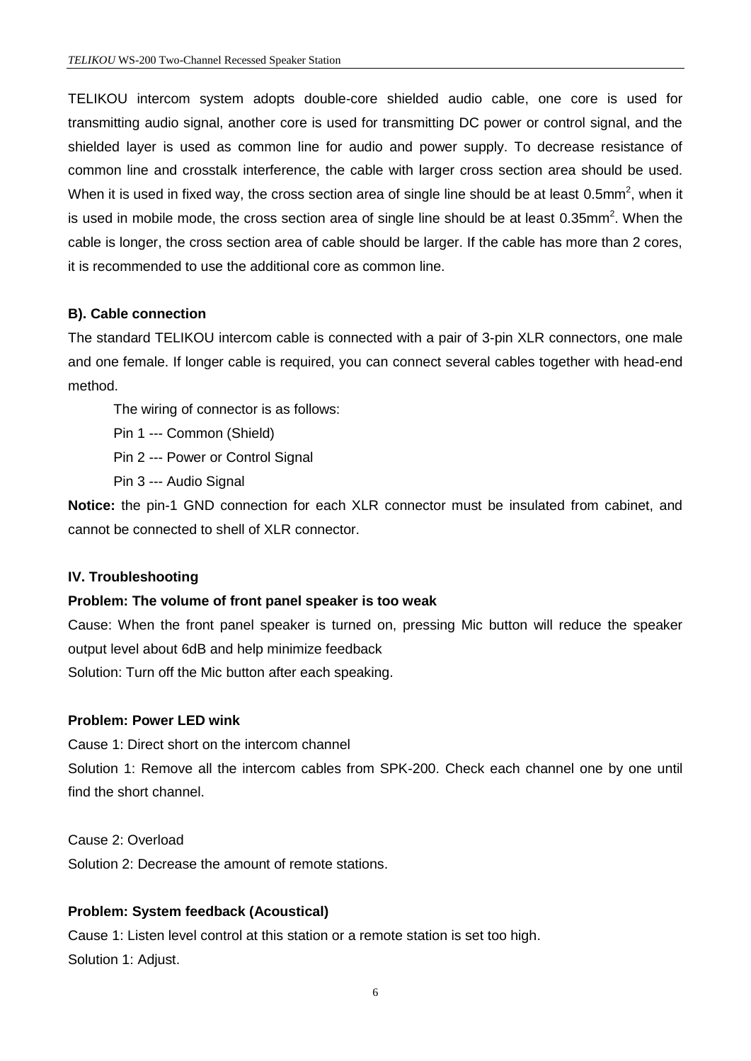TELIKOU intercom system adopts double-core shielded audio cable, one core is used for transmitting audio signal, another core is used for transmitting DC power or control signal, and the shielded layer is used as common line for audio and power supply. To decrease resistance of common line and crosstalk interference, the cable with larger cross section area should be used. When it is used in fixed way, the cross section area of single line should be at least $0.5mm^2$, when it is used in mobile mode, the cross section area of single line should be at least $0.35mm^2$. When the cable is longer, the cross section area of cable should be larger. If the cable has more than 2 cores, it is recommended to use the additional core as common line.

### B). Cable connection

The standard TELIKOU intercom cable is connected with a pair of 3-pin XLR connectors, one male and one female. If longer cable is required, you can connect several cables together with head-end method.

The wiring of connector is as follows:

Pin 1 --- Common (Shield)

Pin 2 --- Power or Control Signal

Pin 3 --- Audio Signal

**Notice:** the pin-1 GND connection for each XLR connector must be insulated from cabinet, and cannot be connected to shell of XLR connector.

## IV. Troubleshooting

**Problem: The volume of front panel speaker is too weak**

Cause: When the front panel speaker is turned on, pressing Mic button will reduce the speaker output level about 6dB and help minimize feedback

Solution: Turn off the Mic button after each speaking.

**Problem: Power LED wink**

Cause 1: Direct short on the intercom channel

Solution 1: Remove all the intercom cables from SPK-200. Check each channel one by one until find the short channel.

Cause 2: Overload

Solution 2: Decrease the amount of remote stations.

**Problem: System feedback (Acoustical)**

Cause 1: Listen level control at this station or a remote station is set too high.

Solution 1: Adjust.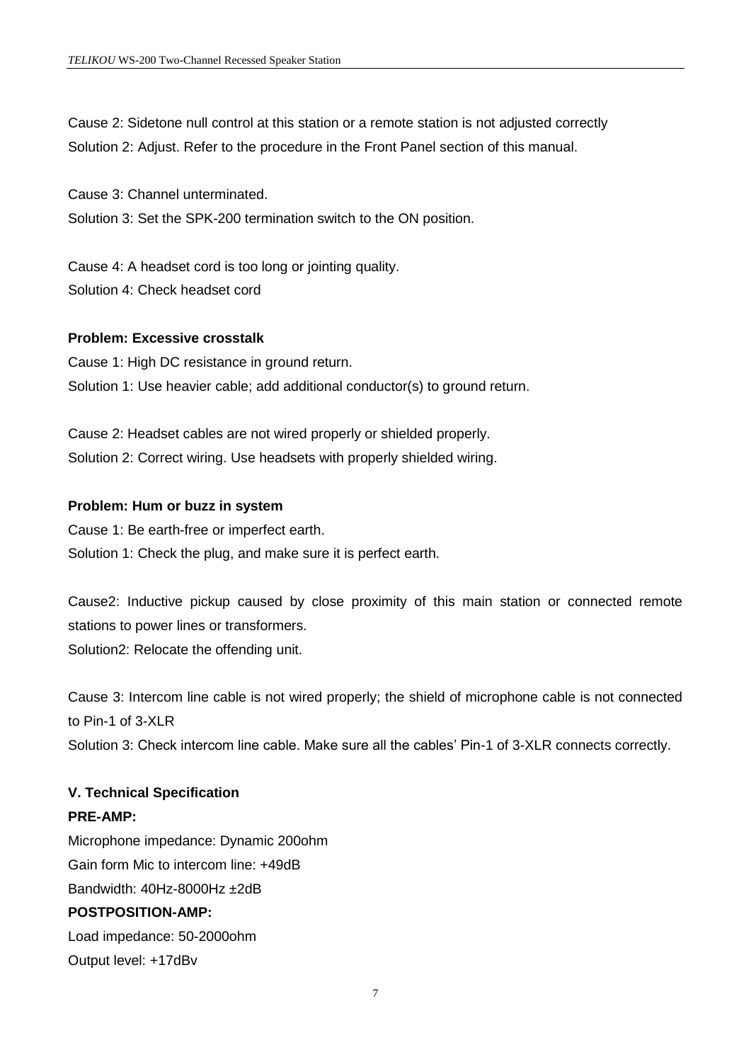Cause 2: Sidetone null control at this station or a remote station is not adjusted correctly
Solution 2: Adjust. Refer to the procedure in the Front Panel section of this manual.

Cause 3: Channel unterminated.
Solution 3: Set the SPK-200 termination switch to the ON position.

Cause 4: A headset cord is too long or jointing quality.
Solution 4: Check headset cord

**Problem: Excessive crosstalk**

Cause 1: High DC resistance in ground return.
Solution 1: Use heavier cable; add additional conductor(s) to ground return.

Cause 2: Headset cables are not wired properly or shielded properly.
Solution 2: Correct wiring. Use headsets with properly shielded wiring.

**Problem: Hum or buzz in system**

Cause 1: Be earth-free or imperfect earth.
Solution 1: Check the plug, and make sure it is perfect earth.

Cause2: Inductive pickup caused by close proximity of this main station or connected remote stations to power lines or transformers.
Solution2: Relocate the offending unit.

Cause 3: Intercom line cable is not wired properly; the shield of microphone cable is not connected to Pin-1 of 3-XLR
Solution 3: Check intercom line cable. Make sure all the cables' Pin-1 of 3-XLR connects correctly.

## V. Technical Specification

**PRE-AMP:**

Microphone impedance: Dynamic 200ohm
Gain form Mic to intercom line: +49dB
Bandwidth: 40Hz-8000Hz ±2dB

**POSTPOSITION-AMP:**

Load impedance: 50-2000ohm
Output level: +17dBv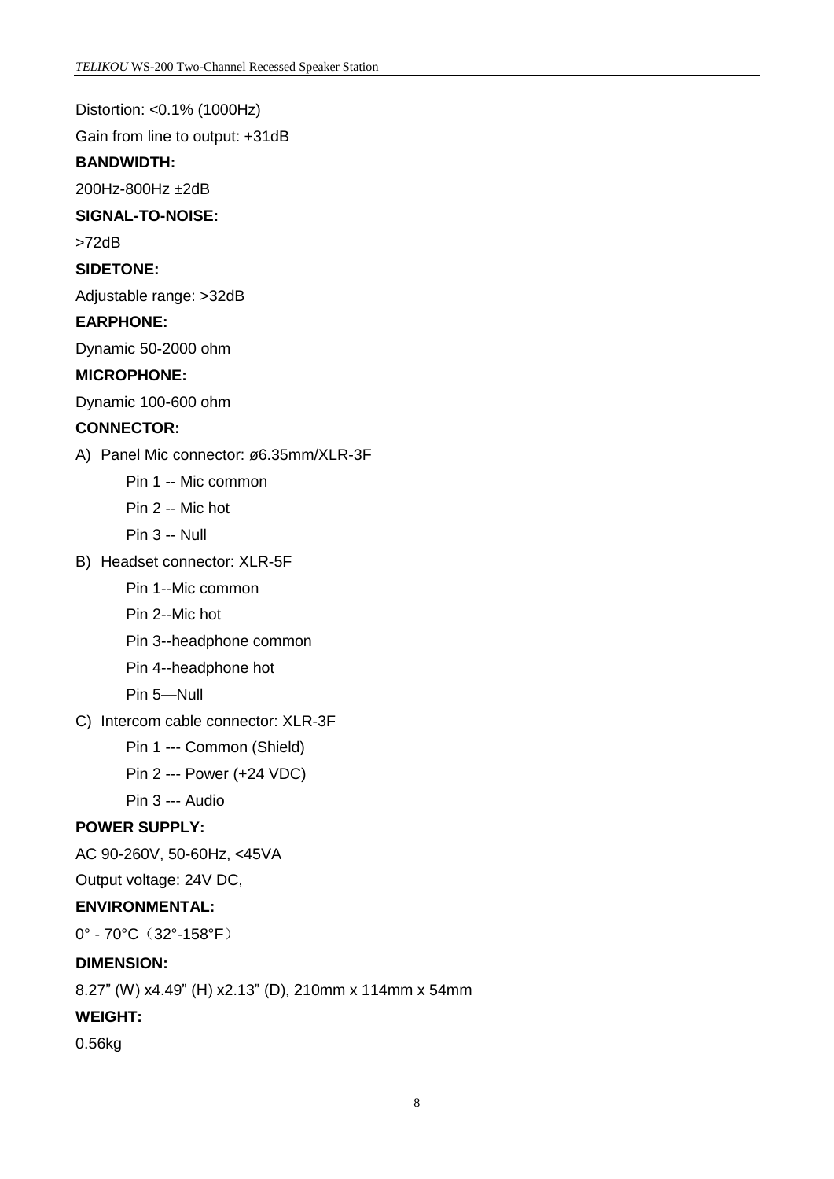Distortion: <0.1% (1000Hz)

Gain from line to output: +31dB

**BANDWIDTH:**

200Hz-800Hz ±2dB

**SIGNAL-TO-NOISE:**

>72dB

**SIDETONE:**

Adjustable range: >32dB

**EARPHONE:**

Dynamic 50-2000 ohm

**MICROPHONE:**

Dynamic 100-600 ohm

**CONNECTOR:**

A) Panel Mic connector: ø6.35mm/XLR-3F
   - Pin 1 -- Mic common
   - Pin 2 -- Mic hot
   - Pin 3 -- Null

B) Headset connector: XLR-5F
   - Pin 1--Mic common
   - Pin 2--Mic hot
   - Pin 3--headphone common
   - Pin 4--headphone hot
   - Pin 5—Null

C) Intercom cable connector: XLR-3F
   - Pin 1 --- Common (Shield)
   - Pin 2 --- Power (+24 VDC)
   - Pin 3 --- Audio

**POWER SUPPLY:**

AC 90-260V, 50-60Hz, <45VA

Output voltage: 24V DC,

**ENVIRONMENTAL:**

0° - 70°C（32°-158°F）

**DIMENSION:**

8.27" (W) x4.49" (H) x2.13" (D), 210mm x 114mm x 54mm

**WEIGHT:**

0.56kg